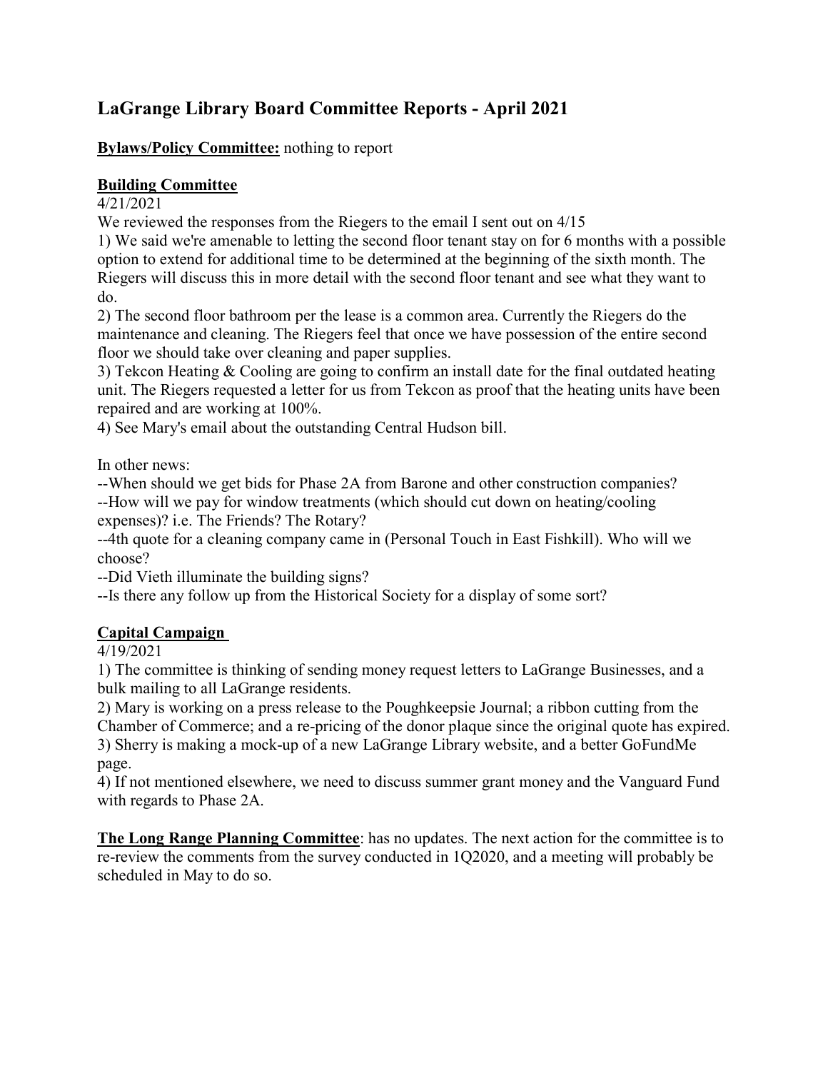# LaGrange Library Board Committee Reports - April 2021

**Bylaws/Policy Committee:** nothing to report

**Building Committee**

4/21/2021

We reviewed the responses from the Riegers to the email I sent out on 4/15

1) We said we're amenable to letting the second floor tenant stay on for 6 months with a possible option to extend for additional time to be determined at the beginning of the sixth month. The Riegers will discuss this in more detail with the second floor tenant and see what they want to do.

2) The second floor bathroom per the lease is a common area. Currently the Riegers do the maintenance and cleaning. The Riegers feel that once we have possession of the entire second floor we should take over cleaning and paper supplies.

3) Tekcon Heating & Cooling are going to confirm an install date for the final outdated heating unit. The Riegers requested a letter for us from Tekcon as proof that the heating units have been repaired and are working at 100%.

4) See Mary's email about the outstanding Central Hudson bill.

In other news:

--When should we get bids for Phase 2A from Barone and other construction companies?

--How will we pay for window treatments (which should cut down on heating/cooling expenses)? i.e. The Friends? The Rotary?

--4th quote for a cleaning company came in (Personal Touch in East Fishkill). Who will we choose?

--Did Vieth illuminate the building signs?

--Is there any follow up from the Historical Society for a display of some sort?

**Capital Campaign**

4/19/2021

1) The committee is thinking of sending money request letters to LaGrange Businesses, and a bulk mailing to all LaGrange residents.

2) Mary is working on a press release to the Poughkeepsie Journal; a ribbon cutting from the Chamber of Commerce; and a re-pricing of the donor plaque since the original quote has expired.

3) Sherry is making a mock-up of a new LaGrange Library website, and a better GoFundMe page.

4) If not mentioned elsewhere, we need to discuss summer grant money and the Vanguard Fund with regards to Phase 2A.

**The Long Range Planning Committee**: has no updates. The next action for the committee is to re-review the comments from the survey conducted in 1Q2020, and a meeting will probably be scheduled in May to do so.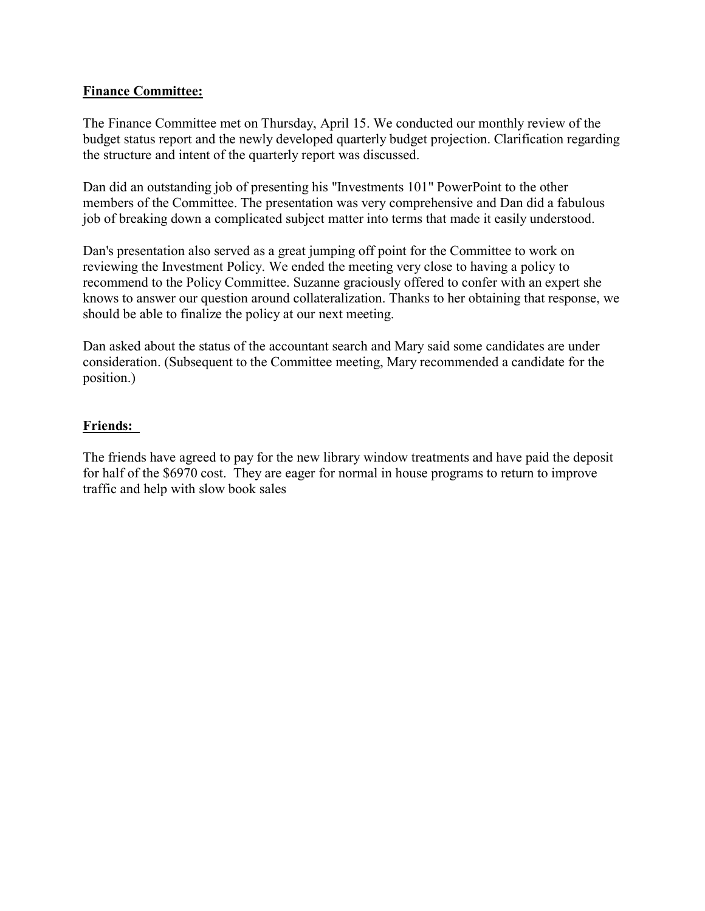**Finance Committee:**

The Finance Committee met on Thursday, April 15. We conducted our monthly review of the budget status report and the newly developed quarterly budget projection. Clarification regarding the structure and intent of the quarterly report was discussed.

Dan did an outstanding job of presenting his "Investments 101" PowerPoint to the other members of the Committee. The presentation was very comprehensive and Dan did a fabulous job of breaking down a complicated subject matter into terms that made it easily understood.

Dan's presentation also served as a great jumping off point for the Committee to work on reviewing the Investment Policy. We ended the meeting very close to having a policy to recommend to the Policy Committee. Suzanne graciously offered to confer with an expert she knows to answer our question around collateralization. Thanks to her obtaining that response, we should be able to finalize the policy at our next meeting.

Dan asked about the status of the accountant search and Mary said some candidates are under consideration. (Subsequent to the Committee meeting, Mary recommended a candidate for the position.)

**Friends:**

The friends have agreed to pay for the new library window treatments and have paid the deposit for half of the $6970 cost. They are eager for normal in house programs to return to improve traffic and help with slow book sales